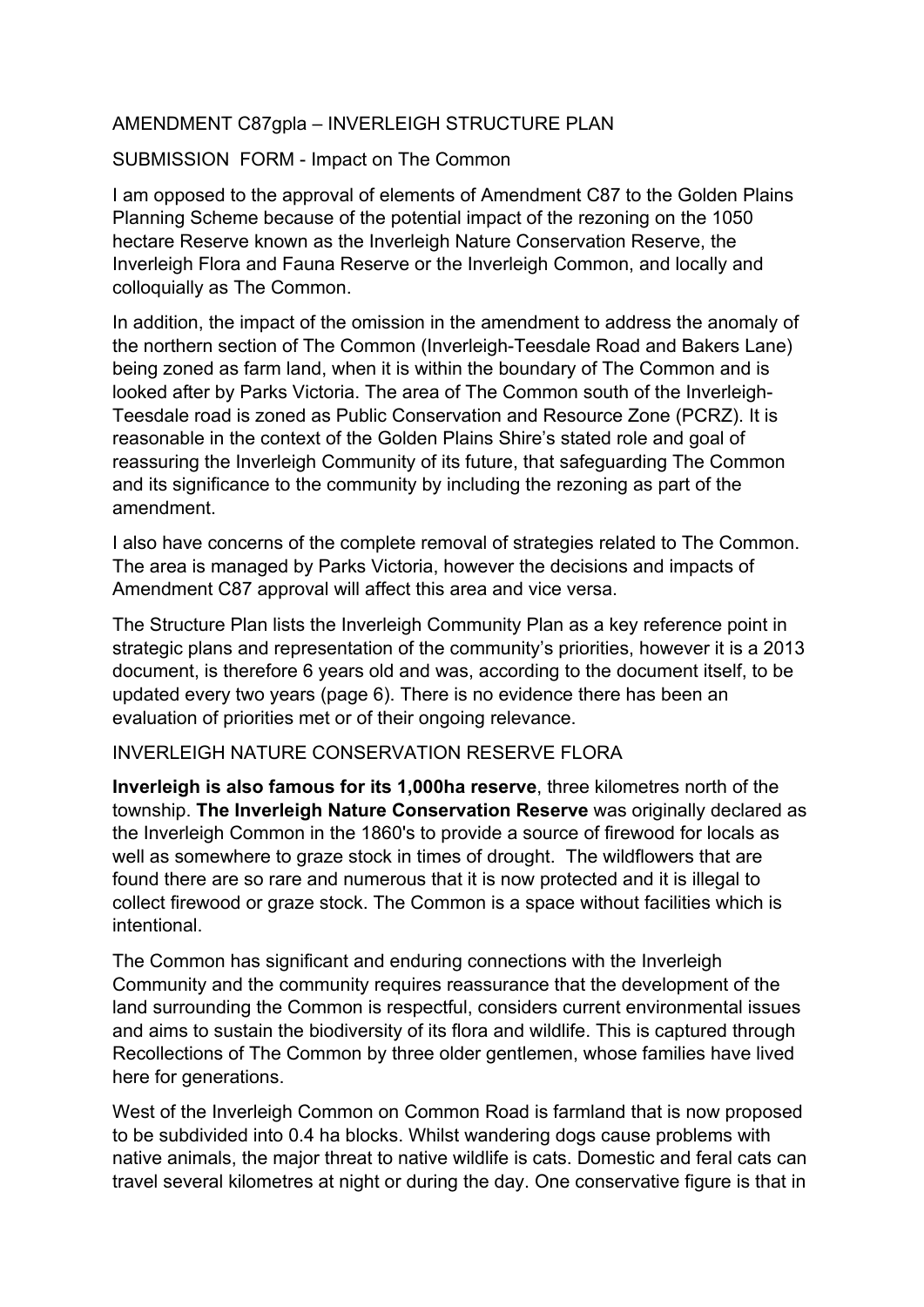AMENDMENT C87gpla – INVERLEIGH STRUCTURE PLAN

SUBMISSION FORM - Impact on The Common

I am opposed to the approval of elements of Amendment C87 to the Golden Plains Planning Scheme because of the potential impact of the rezoning on the 1050 hectare Reserve known as the Inverleigh Nature Conservation Reserve, the Inverleigh Flora and Fauna Reserve or the Inverleigh Common, and locally and colloquially as The Common.

In addition, the impact of the omission in the amendment to address the anomaly of the northern section of The Common (Inverleigh-Teesdale Road and Bakers Lane) being zoned as farm land, when it is within the boundary of The Common and is looked after by Parks Victoria. The area of The Common south of the Inverleigh-Teesdale road is zoned as Public Conservation and Resource Zone (PCRZ). It is reasonable in the context of the Golden Plains Shire's stated role and goal of reassuring the Inverleigh Community of its future, that safeguarding The Common and its significance to the community by including the rezoning as part of the amendment.

I also have concerns of the complete removal of strategies related to The Common. The area is managed by Parks Victoria, however the decisions and impacts of Amendment C87 approval will affect this area and vice versa.

The Structure Plan lists the Inverleigh Community Plan as a key reference point in strategic plans and representation of the community's priorities, however it is a 2013 document, is therefore 6 years old and was, according to the document itself, to be updated every two years (page 6). There is no evidence there has been an evaluation of priorities met or of their ongoing relevance.

INVERLEIGH NATURE CONSERVATION RESERVE FLORA

**Inverleigh is also famous for its 1,000ha reserve**, three kilometres north of the township. **The Inverleigh Nature Conservation Reserve** was originally declared as the Inverleigh Common in the 1860's to provide a source of firewood for locals as well as somewhere to graze stock in times of drought. The wildflowers that are found there are so rare and numerous that it is now protected and it is illegal to collect firewood or graze stock. The Common is a space without facilities which is intentional.

The Common has significant and enduring connections with the Inverleigh Community and the community requires reassurance that the development of the land surrounding the Common is respectful, considers current environmental issues and aims to sustain the biodiversity of its flora and wildlife. This is captured through Recollections of The Common by three older gentlemen, whose families have lived here for generations.

West of the Inverleigh Common on Common Road is farmland that is now proposed to be subdivided into 0.4 ha blocks. Whilst wandering dogs cause problems with native animals, the major threat to native wildlife is cats. Domestic and feral cats can travel several kilometres at night or during the day. One conservative figure is that in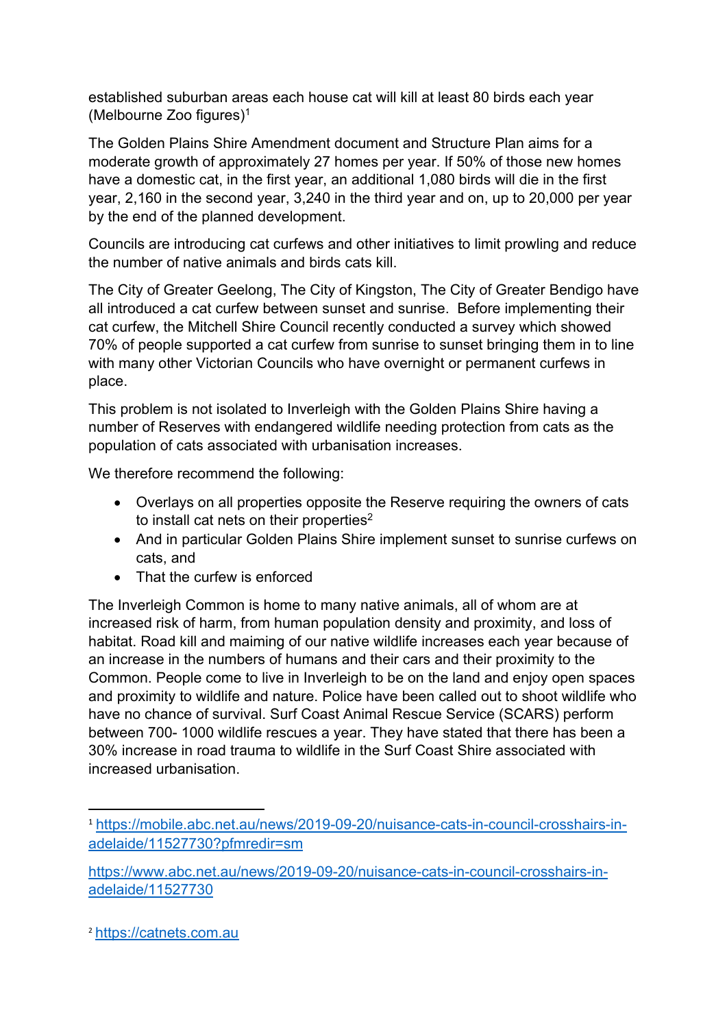established suburban areas each house cat will kill at least 80 birds each year (Melbourne Zoo figures)[1]

The Golden Plains Shire Amendment document and Structure Plan aims for a moderate growth of approximately 27 homes per year. If 50% of those new homes have a domestic cat, in the first year, an additional 1,080 birds will die in the first year, 2,160 in the second year, 3,240 in the third year and on, up to 20,000 per year by the end of the planned development.

Councils are introducing cat curfews and other initiatives to limit prowling and reduce the number of native animals and birds cats kill.

The City of Greater Geelong, The City of Kingston, The City of Greater Bendigo have all introduced a cat curfew between sunset and sunrise. Before implementing their cat curfew, the Mitchell Shire Council recently conducted a survey which showed 70% of people supported a cat curfew from sunrise to sunset bringing them in to line with many other Victorian Councils who have overnight or permanent curfews in place.

This problem is not isolated to Inverleigh with the Golden Plains Shire having a number of Reserves with endangered wildlife needing protection from cats as the population of cats associated with urbanisation increases.

We therefore recommend the following:

- Overlays on all properties opposite the Reserve requiring the owners of cats to install cat nets on their properties[2]
- And in particular Golden Plains Shire implement sunset to sunrise curfews on cats, and
- That the curfew is enforced

The Inverleigh Common is home to many native animals, all of whom are at increased risk of harm, from human population density and proximity, and loss of habitat. Road kill and maiming of our native wildlife increases each year because of an increase in the numbers of humans and their cars and their proximity to the Common. People come to live in Inverleigh to be on the land and enjoy open spaces and proximity to wildlife and nature. Police have been called out to shoot wildlife who have no chance of survival. Surf Coast Animal Rescue Service (SCARS) perform between 700- 1000 wildlife rescues a year. They have stated that there has been a 30% increase in road trauma to wildlife in the Surf Coast Shire associated with increased urbanisation.

---

[1] https://mobile.abc.net.au/news/2019-09-20/nuisance-cats-in-council-crosshairs-in-adelaide/11527730?pfmredir=sm

https://www.abc.net.au/news/2019-09-20/nuisance-cats-in-council-crosshairs-in-adelaide/11527730

[2] https://catnets.com.au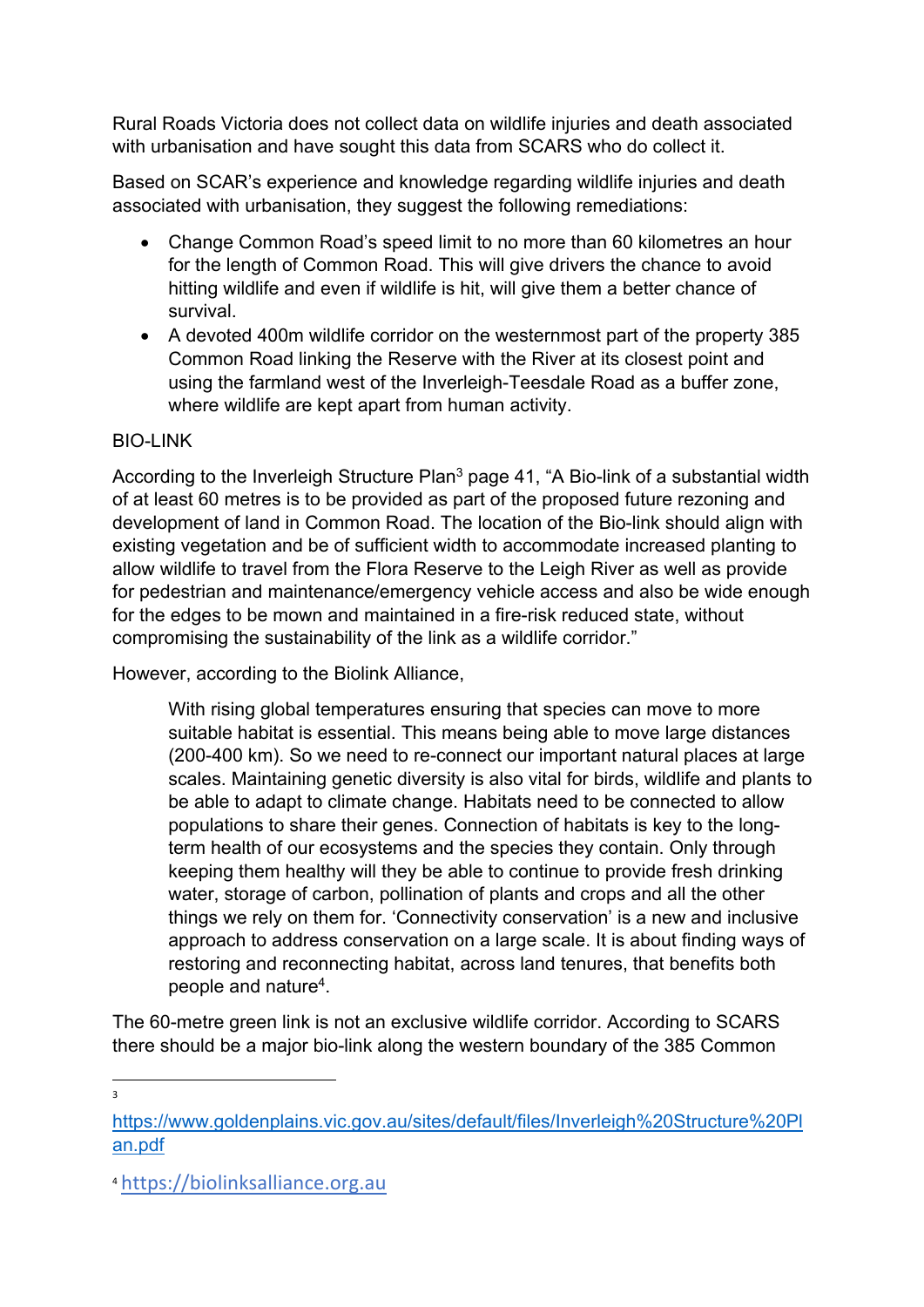Rural Roads Victoria does not collect data on wildlife injuries and death associated with urbanisation and have sought this data from SCARS who do collect it.

Based on SCAR's experience and knowledge regarding wildlife injuries and death associated with urbanisation, they suggest the following remediations:

- Change Common Road's speed limit to no more than 60 kilometres an hour for the length of Common Road. This will give drivers the chance to avoid hitting wildlife and even if wildlife is hit, will give them a better chance of survival.
- A devoted 400m wildlife corridor on the westernmost part of the property 385 Common Road linking the Reserve with the River at its closest point and using the farmland west of the Inverleigh-Teesdale Road as a buffer zone, where wildlife are kept apart from human activity.

BIO-LINK

According to the Inverleigh Structure Plan[3] page 41, "A Bio-link of a substantial width of at least 60 metres is to be provided as part of the proposed future rezoning and development of land in Common Road. The location of the Bio-link should align with existing vegetation and be of sufficient width to accommodate increased planting to allow wildlife to travel from the Flora Reserve to the Leigh River as well as provide for pedestrian and maintenance/emergency vehicle access and also be wide enough for the edges to be mown and maintained in a fire-risk reduced state, without compromising the sustainability of the link as a wildlife corridor."

However, according to the Biolink Alliance,

> With rising global temperatures ensuring that species can move to more suitable habitat is essential. This means being able to move large distances (200-400 km). So we need to re-connect our important natural places at large scales. Maintaining genetic diversity is also vital for birds, wildlife and plants to be able to adapt to climate change. Habitats need to be connected to allow populations to share their genes. Connection of habitats is key to the long-term health of our ecosystems and the species they contain. Only through keeping them healthy will they be able to continue to provide fresh drinking water, storage of carbon, pollination of plants and crops and all the other things we rely on them for. 'Connectivity conservation' is a new and inclusive approach to address conservation on a large scale. It is about finding ways of restoring and reconnecting habitat, across land tenures, that benefits both people and nature[4].

The 60-metre green link is not an exclusive wildlife corridor. According to SCARS there should be a major bio-link along the western boundary of the 385 Common

---

[3] https://www.goldenplains.vic.gov.au/sites/default/files/Inverleigh%20Structure%20Plan.pdf

[4] https://biolinksalliance.org.au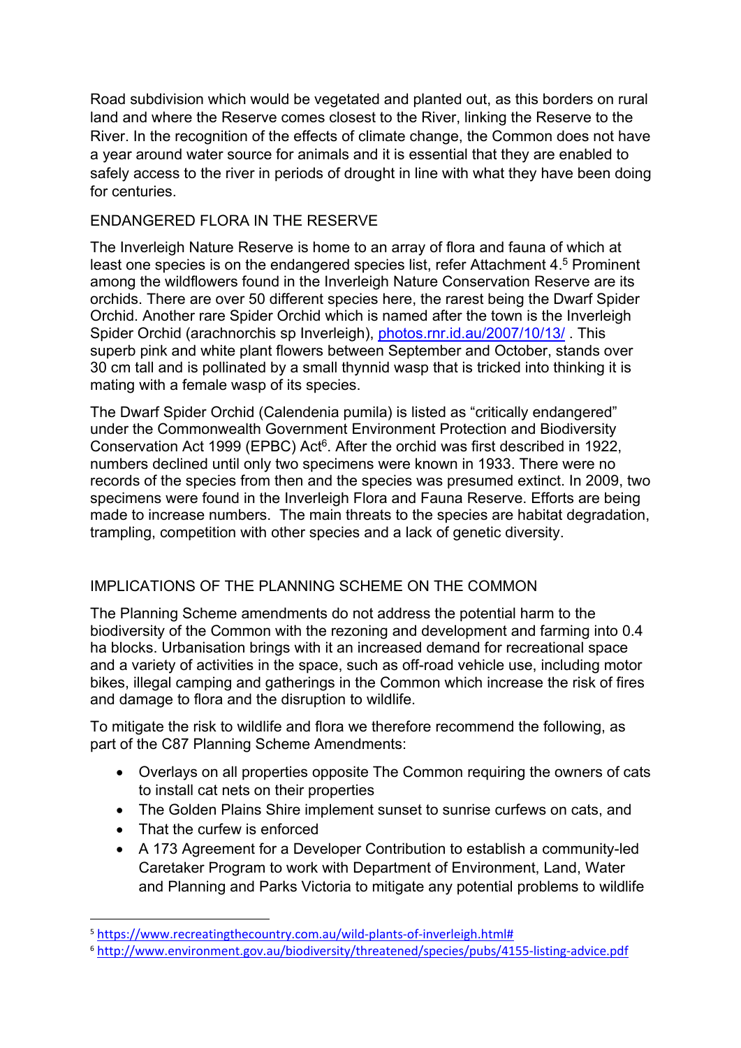Road subdivision which would be vegetated and planted out, as this borders on rural land and where the Reserve comes closest to the River, linking the Reserve to the River. In the recognition of the effects of climate change, the Common does not have a year around water source for animals and it is essential that they are enabled to safely access to the river in periods of drought in line with what they have been doing for centuries.

## ENDANGERED FLORA IN THE RESERVE

The Inverleigh Nature Reserve is home to an array of flora and fauna of which at least one species is on the endangered species list, refer Attachment 4.[5] Prominent among the wildflowers found in the Inverleigh Nature Conservation Reserve are its orchids. There are over 50 different species here, the rarest being the Dwarf Spider Orchid. Another rare Spider Orchid which is named after the town is the Inverleigh Spider Orchid (arachnorchis sp Inverleigh), [photos.rnr.id.au/2007/10/13/](photos.rnr.id.au/2007/10/13/) . This superb pink and white plant flowers between September and October, stands over 30 cm tall and is pollinated by a small thynnid wasp that is tricked into thinking it is mating with a female wasp of its species.

The Dwarf Spider Orchid (Calendenia pumila) is listed as "critically endangered" under the Commonwealth Government Environment Protection and Biodiversity Conservation Act 1999 (EPBC) Act[6]. After the orchid was first described in 1922, numbers declined until only two specimens were known in 1933. There were no records of the species from then and the species was presumed extinct. In 2009, two specimens were found in the Inverleigh Flora and Fauna Reserve. Efforts are being made to increase numbers. The main threats to the species are habitat degradation, trampling, competition with other species and a lack of genetic diversity.

## IMPLICATIONS OF THE PLANNING SCHEME ON THE COMMON

The Planning Scheme amendments do not address the potential harm to the biodiversity of the Common with the rezoning and development and farming into 0.4 ha blocks. Urbanisation brings with it an increased demand for recreational space and a variety of activities in the space, such as off-road vehicle use, including motor bikes, illegal camping and gatherings in the Common which increase the risk of fires and damage to flora and the disruption to wildlife.

To mitigate the risk to wildlife and flora we therefore recommend the following, as part of the C87 Planning Scheme Amendments:

- Overlays on all properties opposite The Common requiring the owners of cats to install cat nets on their properties
- The Golden Plains Shire implement sunset to sunrise curfews on cats, and
- That the curfew is enforced
- A 173 Agreement for a Developer Contribution to establish a community-led Caretaker Program to work with Department of Environment, Land, Water and Planning and Parks Victoria to mitigate any potential problems to wildlife

---

[5] https://www.recreatingthecountry.com.au/wild-plants-of-inverleigh.html#

[6] http://www.environment.gov.au/biodiversity/threatened/species/pubs/4155-listing-advice.pdf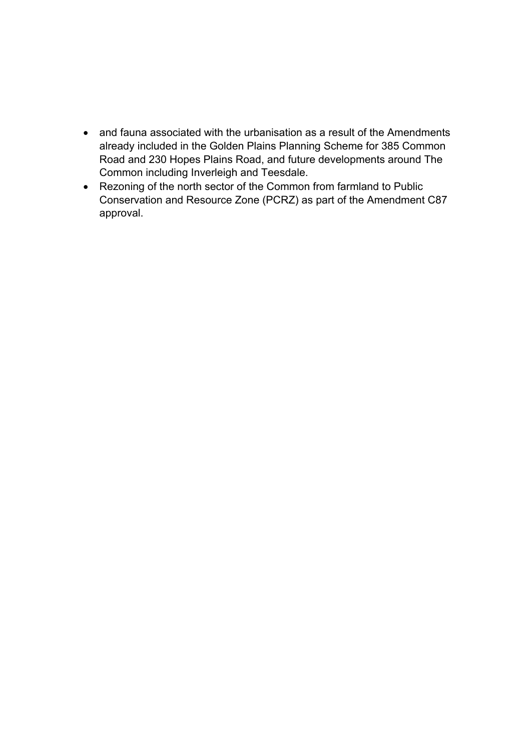- and fauna associated with the urbanisation as a result of the Amendments already included in the Golden Plains Planning Scheme for 385 Common Road and 230 Hopes Plains Road, and future developments around The Common including Inverleigh and Teesdale.
- Rezoning of the north sector of the Common from farmland to Public Conservation and Resource Zone (PCRZ) as part of the Amendment C87 approval.